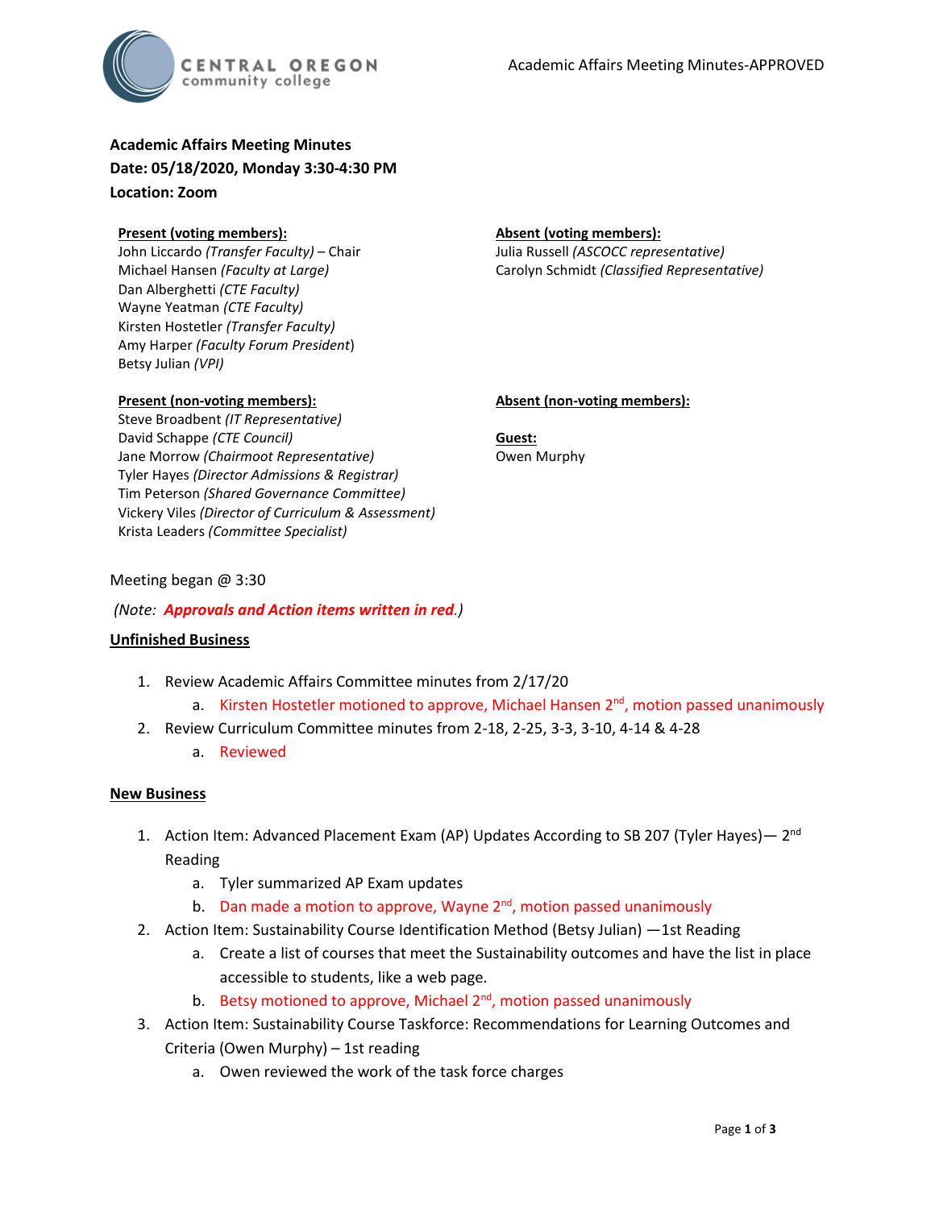**Academic Affairs Meeting Minutes**
**Date: 05/18/2020, Monday 3:30-4:30 PM**
**Location: Zoom**

**Present (voting members):**
John Liccardo *(Transfer Faculty)* – Chair
Michael Hansen *(Faculty at Large)*
Dan Alberghetti *(CTE Faculty)*
Wayne Yeatman *(CTE Faculty)*
Kirsten Hostetler *(Transfer Faculty)*
Amy Harper *(Faculty Forum President)*
Betsy Julian *(VPI)*

**Absent (voting members):**
Julia Russell *(ASCOCC representative)*
Carolyn Schmidt *(Classified Representative)*

**Present (non-voting members):**
Steve Broadbent *(IT Representative)*
David Schappe *(CTE Council)*
Jane Morrow *(Chairmoot Representative)*
Tyler Hayes *(Director Admissions & Registrar)*
Tim Peterson *(Shared Governance Committee)*
Vickery Viles *(Director of Curriculum & Assessment)*
Krista Leaders *(Committee Specialist)*

**Absent (non-voting members):**

**Guest:**
Owen Murphy

Meeting began @ 3:30

*(Note: **Approvals and Action items written in red**.)*

**Unfinished Business**

1. Review Academic Affairs Committee minutes from 2/17/20
   a. Kirsten Hostetler motioned to approve, Michael Hansen 2nd, motion passed unanimously
2. Review Curriculum Committee minutes from 2-18, 2-25, 3-3, 3-10, 4-14 & 4-28
   a. Reviewed

**New Business**

1. Action Item: Advanced Placement Exam (AP) Updates According to SB 207 (Tyler Hayes)— 2nd Reading
   a. Tyler summarized AP Exam updates
   b. Dan made a motion to approve, Wayne 2nd, motion passed unanimously
2. Action Item: Sustainability Course Identification Method (Betsy Julian) —1st Reading
   a. Create a list of courses that meet the Sustainability outcomes and have the list in place accessible to students, like a web page.
   b. Betsy motioned to approve, Michael 2nd, motion passed unanimously
3. Action Item: Sustainability Course Taskforce: Recommendations for Learning Outcomes and Criteria (Owen Murphy) – 1st reading
   a. Owen reviewed the work of the task force charges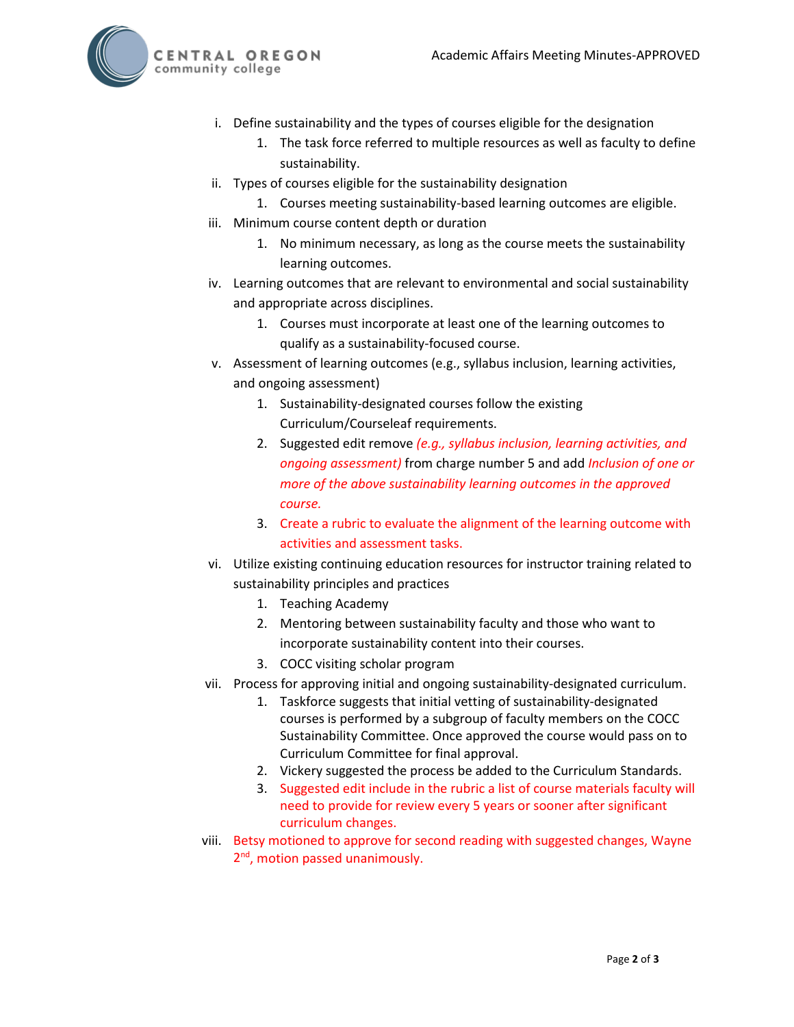i. Define sustainability and the types of courses eligible for the designation
   1. The task force referred to multiple resources as well as faculty to define sustainability.

ii. Types of courses eligible for the sustainability designation
   1. Courses meeting sustainability-based learning outcomes are eligible.

iii. Minimum course content depth or duration
   1. No minimum necessary, as long as the course meets the sustainability learning outcomes.

iv. Learning outcomes that are relevant to environmental and social sustainability and appropriate across disciplines.
   1. Courses must incorporate at least one of the learning outcomes to qualify as a sustainability-focused course.

v. Assessment of learning outcomes (e.g., syllabus inclusion, learning activities, and ongoing assessment)
   1. Sustainability-designated courses follow the existing Curriculum/Courseleaf requirements.
   2. Suggested edit remove *(e.g., syllabus inclusion, learning activities, and ongoing assessment)* from charge number 5 and add *Inclusion of one or more of the above sustainability learning outcomes in the approved course.*
   3. Create a rubric to evaluate the alignment of the learning outcome with activities and assessment tasks.

vi. Utilize existing continuing education resources for instructor training related to sustainability principles and practices
   1. Teaching Academy
   2. Mentoring between sustainability faculty and those who want to incorporate sustainability content into their courses.
   3. COCC visiting scholar program

vii. Process for approving initial and ongoing sustainability-designated curriculum.
   1. Taskforce suggests that initial vetting of sustainability-designated courses is performed by a subgroup of faculty members on the COCC Sustainability Committee. Once approved the course would pass on to Curriculum Committee for final approval.
   2. Vickery suggested the process be added to the Curriculum Standards.
   3. Suggested edit include in the rubric a list of course materials faculty will need to provide for review every 5 years or sooner after significant curriculum changes.

viii. Betsy motioned to approve for second reading with suggested changes, Wayne 2nd, motion passed unanimously.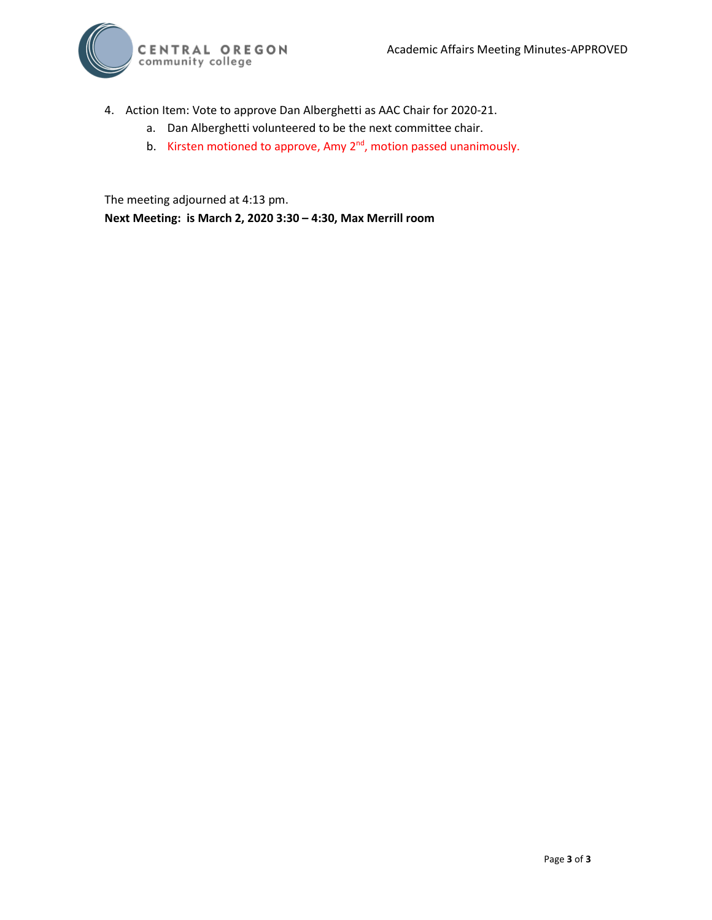4. Action Item: Vote to approve Dan Alberghetti as AAC Chair for 2020-21.
   a. Dan Alberghetti volunteered to be the next committee chair.
   b. Kirsten motioned to approve, Amy 2nd, motion passed unanimously.

The meeting adjourned at 4:13 pm.

**Next Meeting: is March 2, 2020 3:30 – 4:30, Max Merrill room**